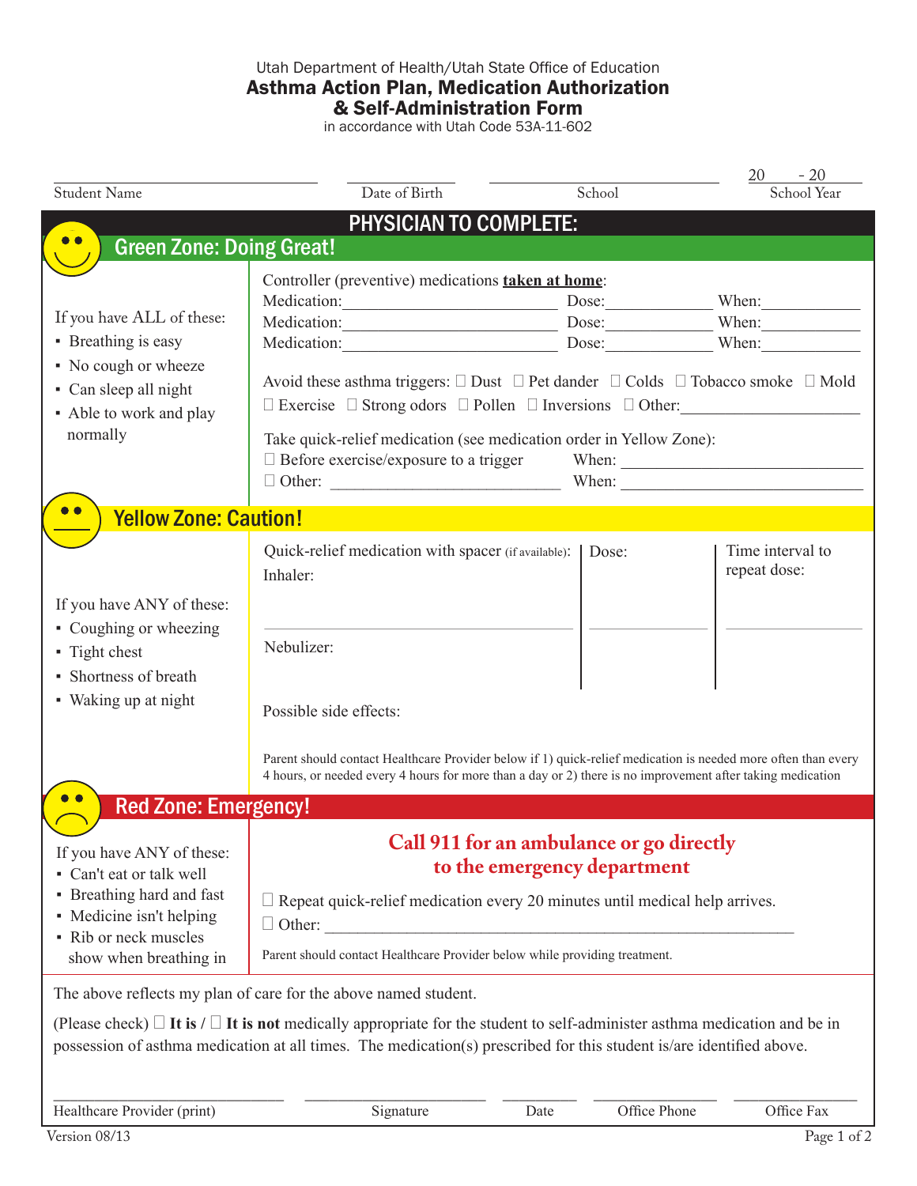Utah Department of Health/Utah State Office of Education

# Asthma Action Plan, Medication Authorization & Self-Administration Form

in accordance with Utah Code 53A-11-602

| Student Name | Date of Birth | School | 20 - 20 School Year |
|---|---|---|---|

## PHYSICIAN TO COMPLETE:

### Green Zone: Doing Great!

If you have ALL of these:
- Breathing is easy
- No cough or wheeze
- Can sleep all night
- Able to work and play normally

Controller (preventive) medications **taken at home**:

Medication:______________________ Dose:__________ When:__________
Medication:______________________ Dose:__________ When:__________
Medication:______________________ Dose:__________ When:__________

Avoid these asthma triggers: ☐ Dust ☐ Pet dander ☐ Colds ☐ Tobacco smoke ☐ Mold ☐ Exercise ☐ Strong odors ☐ Pollen ☐ Inversions ☐ Other:__________________

Take quick-relief medication (see medication order in Yellow Zone):
☐ Before exercise/exposure to a trigger When: ____________________
☐ Other: ______________________ When: ____________________

### Yellow Zone: Caution!

If you have ANY of these:
- Coughing or wheezing
- Tight chest
- Shortness of breath
- Waking up at night

| Quick-relief medication with spacer (if available): | Dose: | Time interval to repeat dose: |
|---|---|---|
| Inhaler: | | |
| Nebulizer: | | |

Possible side effects:

Parent should contact Healthcare Provider below if 1) quick-relief medication is needed more often than every 4 hours, or needed every 4 hours for more than a day or 2) there is no improvement after taking medication

### Red Zone: Emergency!

If you have ANY of these:
- Can't eat or talk well
- Breathing hard and fast
- Medicine isn't helping
- Rib or neck muscles show when breathing in

**Call 911 for an ambulance or go directly to the emergency department**

☐ Repeat quick-relief medication every 20 minutes until medical help arrives.
☐ Other: ______________________________________________

Parent should contact Healthcare Provider below while providing treatment.

The above reflects my plan of care for the above named student.

(Please check) ☐ **It is** / ☐ **It is not** medically appropriate for the student to self-administer asthma medication and be in possession of asthma medication at all times. The medication(s) prescribed for this student is/are identified above.

| Healthcare Provider (print) | Signature | Date | Office Phone | Office Fax |
|---|---|---|---|---|

Version 08/13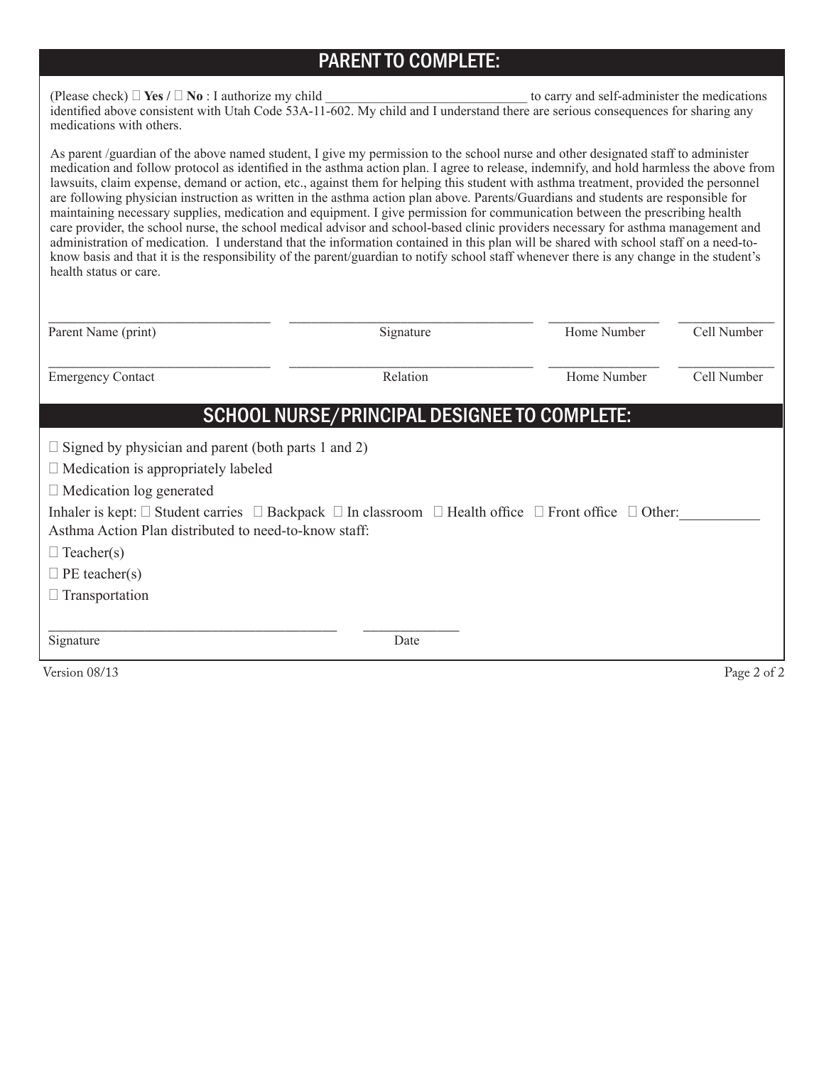## PARENT TO COMPLETE:

(Please check) ☐ **Yes /** ☐ **No** : I authorize my child ______________________________ to carry and self-administer the medications identified above consistent with Utah Code 53A-11-602. My child and I understand there are serious consequences for sharing any medications with others.

As parent /guardian of the above named student, I give my permission to the school nurse and other designated staff to administer medication and follow protocol as identified in the asthma action plan. I agree to release, indemnify, and hold harmless the above from lawsuits, claim expense, demand or action, etc., against them for helping this student with asthma treatment, provided the personnel are following physician instruction as written in the asthma action plan above. Parents/Guardians and students are responsible for maintaining necessary supplies, medication and equipment. I give permission for communication between the prescribing health care provider, the school nurse, the school medical advisor and school-based clinic providers necessary for asthma management and administration of medication. I understand that the information contained in this plan will be shared with school staff on a need-to-know basis and that it is the responsibility of the parent/guardian to notify school staff whenever there is any change in the student's health status or care.

| | | | |
|---|---|---|---|
| ______________________________ | ______________________________ | ______________ | ______________ |
| Parent Name (print) | Signature | Home Number | Cell Number |
| ______________________________ | ______________________________ | ______________ | ______________ |
| Emergency Contact | Relation | Home Number | Cell Number |

## SCHOOL NURSE/PRINCIPAL DESIGNEE TO COMPLETE:

☐ Signed by physician and parent (both parts 1 and 2)

☐ Medication is appropriately labeled

☐ Medication log generated

Inhaler is kept: ☐ Student carries ☐ Backpack ☐ In classroom ☐ Health office ☐ Front office ☐ Other:__________

Asthma Action Plan distributed to need-to-know staff:

☐ Teacher(s)

☐ PE teacher(s)

☐ Transportation

______________________________________ ____________

Signature Date

Version 08/13